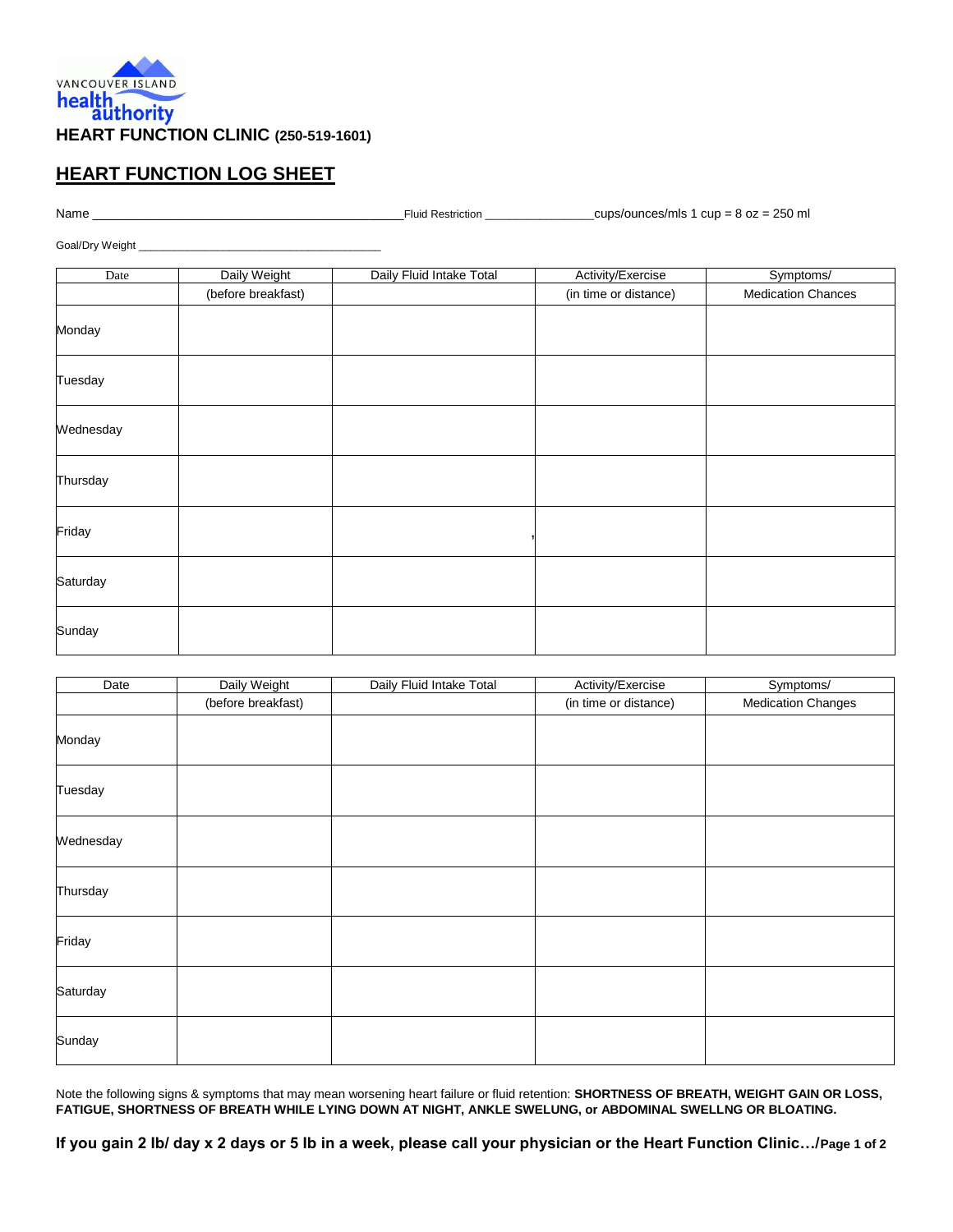VANCOUVER ISLAND
health authority

**HEART FUNCTION CLINIC (250-519-1601)**

## HEART FUNCTION LOG SHEET

Name ______________________________________________ Fluid Restriction ________________ cups/ounces/mls 1 cup = 8 oz = 250 ml

Goal/Dry Weight ______________________________________

| Date | Daily Weight | Daily Fluid Intake Total | Activity/Exercise | Symptoms/ |
|---|---|---|---|---|
| | (before breakfast) | | (in time or distance) | Medication Chances |
| Monday | | | | |
| Tuesday | | | | |
| Wednesday | | | | |
| Thursday | | | | |
| Friday | | , | | |
| Saturday | | | | |
| Sunday | | | | |

| Date | Daily Weight | Daily Fluid Intake Total | Activity/Exercise | Symptoms/ |
|---|---|---|---|---|
| | (before breakfast) | | (in time or distance) | Medication Changes |
| Monday | | | | |
| Tuesday | | | | |
| Wednesday | | | | |
| Thursday | | | | |
| Friday | | | | |
| Saturday | | | | |
| Sunday | | | | |

Note the following signs & symptoms that may mean worsening heart failure or fluid retention: **SHORTNESS OF BREATH, WEIGHT GAIN OR LOSS, FATIGUE, SHORTNESS OF BREATH WHILE LYING DOWN AT NIGHT, ANKLE SWELUNG, or ABDOMINAL SWELLNG OR BLOATING.**

**If you gain 2 lb/ day x 2 days or 5 lb in a week, please call your physician or the Heart Function Clinic…/**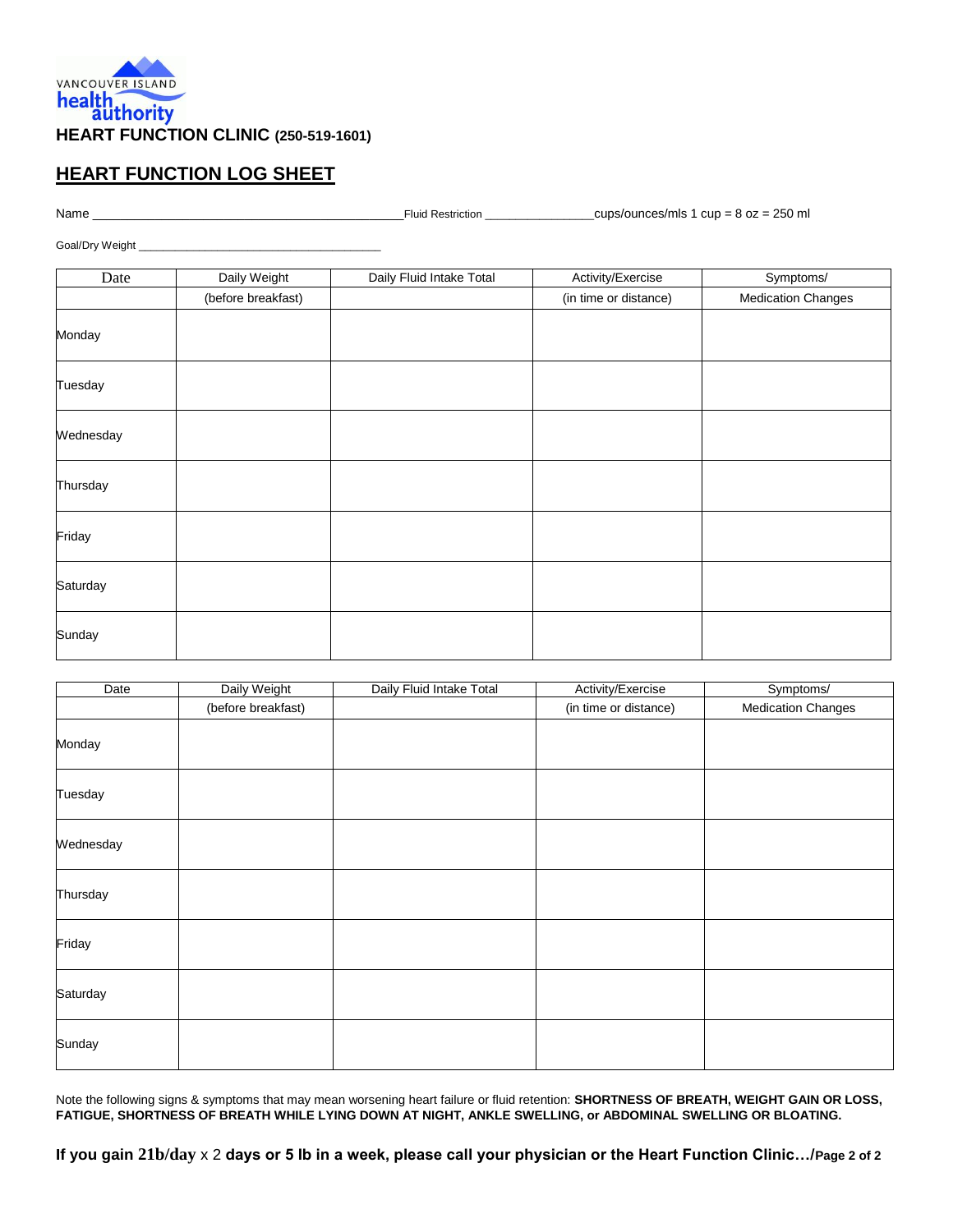VANCOUVER ISLAND health authority

**HEART FUNCTION CLINIC (250-519-1601)**

## HEART FUNCTION LOG SHEET

Name ______________________________________________ Fluid Restriction ________________ cups/ounces/mls 1 cup = 8 oz = 250 ml

Goal/Dry Weight _______________________________________

| Date | Daily Weight | Daily Fluid Intake Total | Activity/Exercise | Symptoms/ |
|---|---|---|---|---|
| | (before breakfast) | | (in time or distance) | Medication Changes |
| Monday | | | | |
| Tuesday | | | | |
| Wednesday | | | | |
| Thursday | | | | |
| Friday | | | | |
| Saturday | | | | |
| Sunday | | | | |

| Date | Daily Weight | Daily Fluid Intake Total | Activity/Exercise | Symptoms/ |
|---|---|---|---|---|
| | (before breakfast) | | (in time or distance) | Medication Changes |
| Monday | | | | |
| Tuesday | | | | |
| Wednesday | | | | |
| Thursday | | | | |
| Friday | | | | |
| Saturday | | | | |
| Sunday | | | | |

Note the following signs & symptoms that may mean worsening heart failure or fluid retention: **SHORTNESS OF BREATH, WEIGHT GAIN OR LOSS, FATIGUE, SHORTNESS OF BREATH WHILE LYING DOWN AT NIGHT, ANKLE SWELLING, or ABDOMINAL SWELLING OR BLOATING.**

**If you gain 21b/day x 2 days or 5 lb in a week, please call your physician or the Heart Function Clinic…/**